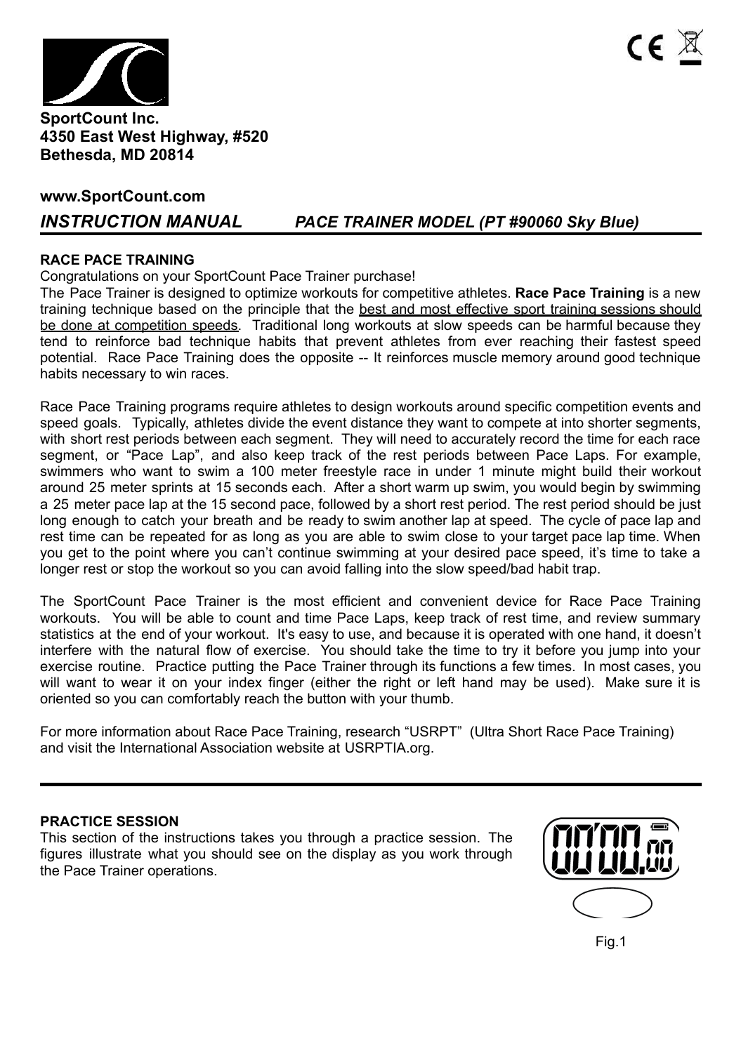**SportCount Inc.**
**4350 East West Highway, #520**
**Bethesda, MD 20814**

**www.SportCount.com**

## *INSTRUCTION MANUAL* *PACE TRAINER MODEL (PT #90060 Sky Blue)*

### RACE PACE TRAINING

Congratulations on your SportCount Pace Trainer purchase!

The Pace Trainer is designed to optimize workouts for competitive athletes. **Race Pace Training** is a new training technique based on the principle that the best and most effective sport training sessions should be done at competition speeds. Traditional long workouts at slow speeds can be harmful because they tend to reinforce bad technique habits that prevent athletes from ever reaching their fastest speed potential. Race Pace Training does the opposite -- It reinforces muscle memory around good technique habits necessary to win races.

Race Pace Training programs require athletes to design workouts around specific competition events and speed goals. Typically, athletes divide the event distance they want to compete at into shorter segments, with short rest periods between each segment. They will need to accurately record the time for each race segment, or "Pace Lap", and also keep track of the rest periods between Pace Laps. For example, swimmers who want to swim a 100 meter freestyle race in under 1 minute might build their workout around 25 meter sprints at 15 seconds each. After a short warm up swim, you would begin by swimming a 25 meter pace lap at the 15 second pace, followed by a short rest period. The rest period should be just long enough to catch your breath and be ready to swim another lap at speed. The cycle of pace lap and rest time can be repeated for as long as you are able to swim close to your target pace lap time. When you get to the point where you can't continue swimming at your desired pace speed, it's time to take a longer rest or stop the workout so you can avoid falling into the slow speed/bad habit trap.

The SportCount Pace Trainer is the most efficient and convenient device for Race Pace Training workouts. You will be able to count and time Pace Laps, keep track of rest time, and review summary statistics at the end of your workout. It's easy to use, and because it is operated with one hand, it doesn't interfere with the natural flow of exercise. You should take the time to try it before you jump into your exercise routine. Practice putting the Pace Trainer through its functions a few times. In most cases, you will want to wear it on your index finger (either the right or left hand may be used). Make sure it is oriented so you can comfortably reach the button with your thumb.

For more information about Race Pace Training, research "USRPT" (Ultra Short Race Pace Training) and visit the International Association website at USRPTIA.org.

---

### PRACTICE SESSION

This section of the instructions takes you through a practice session. The figures illustrate what you should see on the display as you work through the Pace Trainer operations.

00'00.00

Fig.1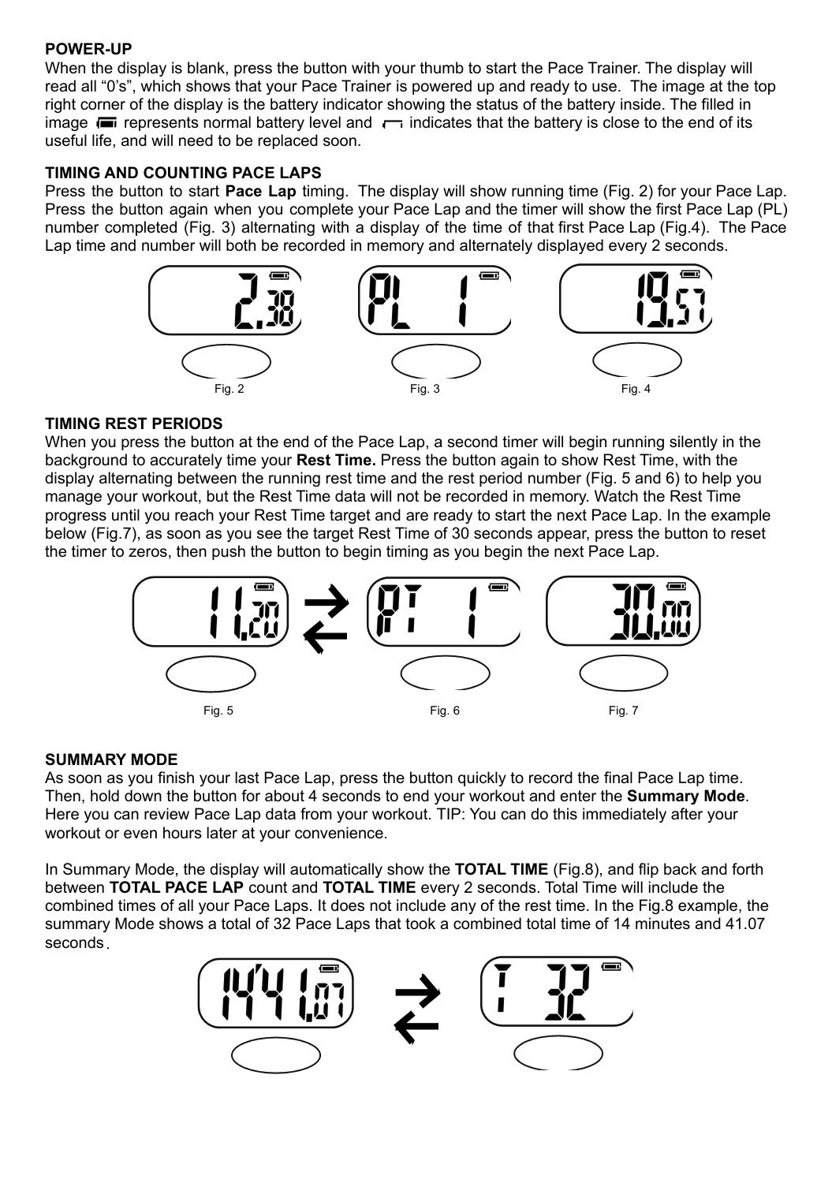**POWER-UP**

When the display is blank, press the button with your thumb to start the Pace Trainer. The display will read all "0's", which shows that your Pace Trainer is powered up and ready to use. The image at the top right corner of the display is the battery indicator showing the status of the battery inside. The filled in image represents normal battery level and indicates that the battery is close to the end of its useful life, and will need to be replaced soon.

**TIMING AND COUNTING PACE LAPS**

Press the button to start **Pace Lap** timing. The display will show running time (Fig. 2) for your Pace Lap. Press the button again when you complete your Pace Lap and the timer will show the first Pace Lap (PL) number completed (Fig. 3) alternating with a display of the time of that first Pace Lap (Fig.4). The Pace Lap time and number will both be recorded in memory and alternately displayed every 2 seconds.

Fig. 2 Fig. 3 Fig. 4

**TIMING REST PERIODS**

When you press the button at the end of the Pace Lap, a second timer will begin running silently in the background to accurately time your **Rest Time.** Press the button again to show Rest Time, with the display alternating between the running rest time and the rest period number (Fig. 5 and 6) to help you manage your workout, but the Rest Time data will not be recorded in memory. Watch the Rest Time progress until you reach your Rest Time target and are ready to start the next Pace Lap. In the example below (Fig.7), as soon as you see the target Rest Time of 30 seconds appear, press the button to reset the timer to zeros, then push the button to begin timing as you begin the next Pace Lap.

Fig. 5 Fig. 6 Fig. 7

**SUMMARY MODE**

As soon as you finish your last Pace Lap, press the button quickly to record the final Pace Lap time. Then, hold down the button for about 4 seconds to end your workout and enter the **Summary Mode**. Here you can review Pace Lap data from your workout. TIP: You can do this immediately after your workout or even hours later at your convenience.

In Summary Mode, the display will automatically show the **TOTAL TIME** (Fig.8), and flip back and forth between **TOTAL PACE LAP** count and **TOTAL TIME** every 2 seconds. Total Time will include the combined times of all your Pace Laps. It does not include any of the rest time. In the Fig.8 example, the summary Mode shows a total of 32 Pace Laps that took a combined total time of 14 minutes and 41.07 seconds.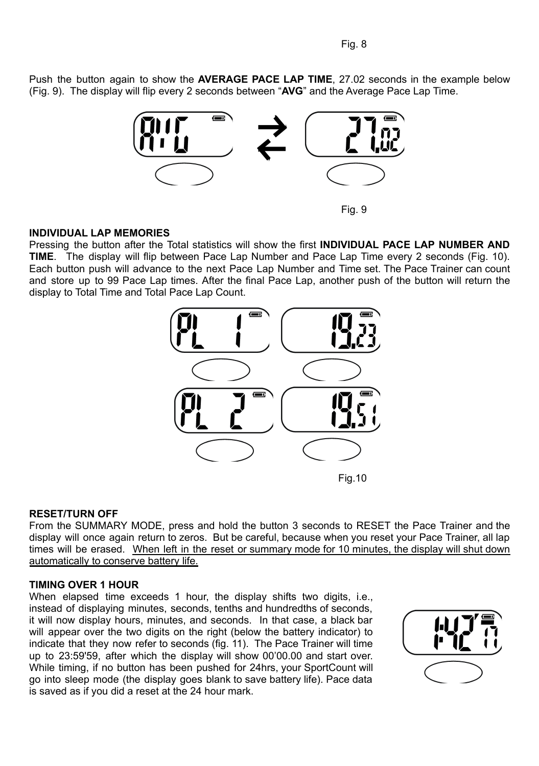Fig. 8

Push the button again to show the **AVERAGE PACE LAP TIME**, 27.02 seconds in the example below (Fig. 9). The display will flip every 2 seconds between "**AVG**" and the Average Pace Lap Time.

Fig. 9

**INDIVIDUAL LAP MEMORIES**

Pressing the button after the Total statistics will show the first **INDIVIDUAL PACE LAP NUMBER AND TIME**. The display will flip between Pace Lap Number and Pace Lap Time every 2 seconds (Fig. 10). Each button push will advance to the next Pace Lap Number and Time set. The Pace Trainer can count and store up to 99 Pace Lap times. After the final Pace Lap, another push of the button will return the display to Total Time and Total Pace Lap Count.

Fig.10

**RESET/TURN OFF**

From the SUMMARY MODE, press and hold the button 3 seconds to RESET the Pace Trainer and the display will once again return to zeros. But be careful, because when you reset your Pace Trainer, all lap times will be erased. When left in the reset or summary mode for 10 minutes, the display will shut down automatically to conserve battery life.

**TIMING OVER 1 HOUR**

When elapsed time exceeds 1 hour, the display shifts two digits, i.e., instead of displaying minutes, seconds, tenths and hundredths of seconds, it will now display hours, minutes, and seconds. In that case, a black bar will appear over the two digits on the right (below the battery indicator) to indicate that they now refer to seconds (fig. 11). The Pace Trainer will time up to 23:59'59, after which the display will show 00'00.00 and start over. While timing, if no button has been pushed for 24hrs, your SportCount will go into sleep mode (the display goes blank to save battery life). Pace data is saved as if you did a reset at the 24 hour mark.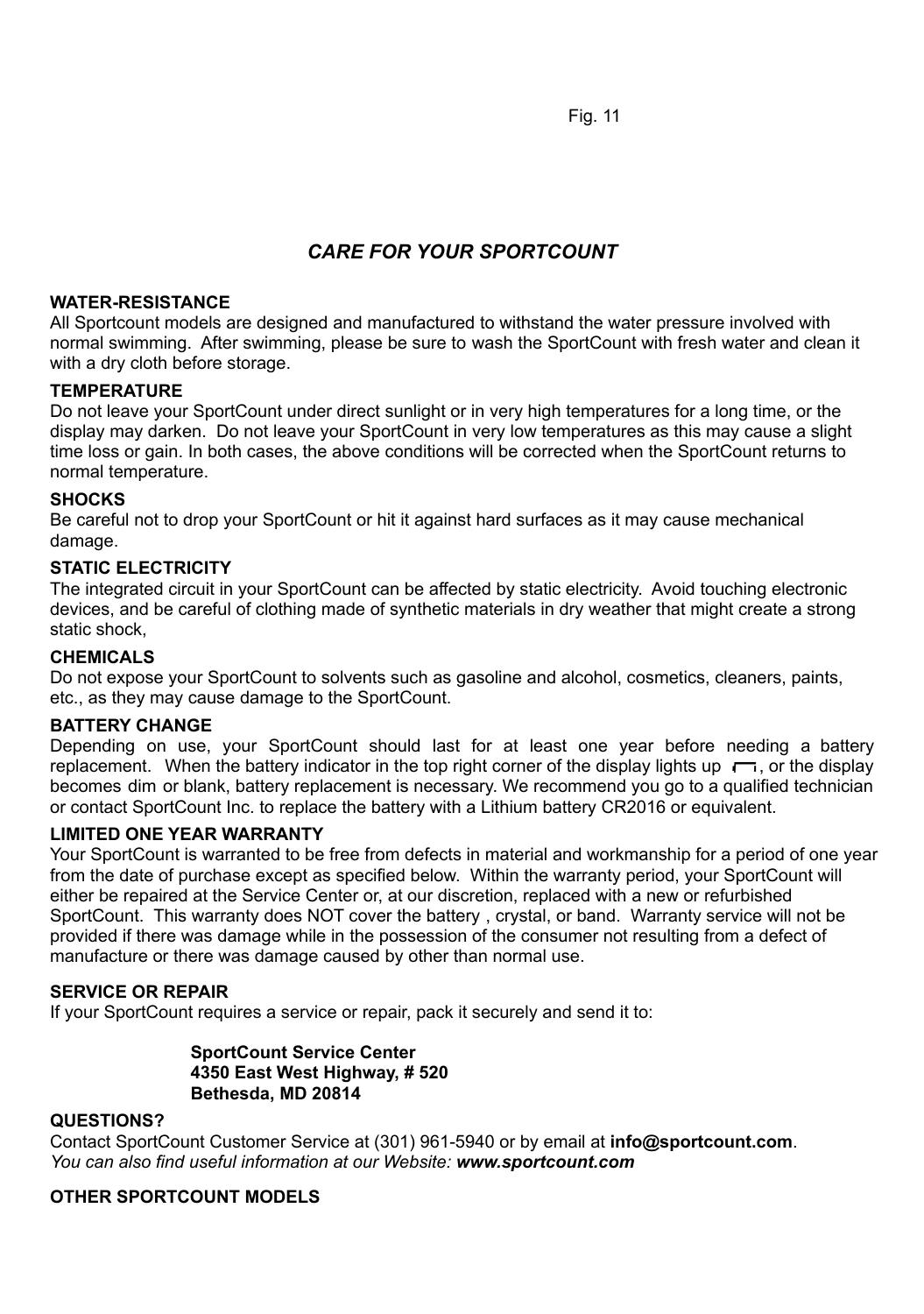Fig. 11

## *CARE FOR YOUR SPORTCOUNT*

**WATER-RESISTANCE**
All Sportcount models are designed and manufactured to withstand the water pressure involved with normal swimming. After swimming, please be sure to wash the SportCount with fresh water and clean it with a dry cloth before storage.

**TEMPERATURE**
Do not leave your SportCount under direct sunlight or in very high temperatures for a long time, or the display may darken. Do not leave your SportCount in very low temperatures as this may cause a slight time loss or gain. In both cases, the above conditions will be corrected when the SportCount returns to normal temperature.

**SHOCKS**
Be careful not to drop your SportCount or hit it against hard surfaces as it may cause mechanical damage.

**STATIC ELECTRICITY**
The integrated circuit in your SportCount can be affected by static electricity. Avoid touching electronic devices, and be careful of clothing made of synthetic materials in dry weather that might create a strong static shock,

**CHEMICALS**
Do not expose your SportCount to solvents such as gasoline and alcohol, cosmetics, cleaners, paints, etc., as they may cause damage to the SportCount.

**BATTERY CHANGE**
Depending on use, your SportCount should last for at least one year before needing a battery replacement. When the battery indicator in the top right corner of the display lights up, or the display becomes dim or blank, battery replacement is necessary. We recommend you go to a qualified technician or contact SportCount Inc. to replace the battery with a Lithium battery CR2016 or equivalent.

**LIMITED ONE YEAR WARRANTY**
Your SportCount is warranted to be free from defects in material and workmanship for a period of one year from the date of purchase except as specified below. Within the warranty period, your SportCount will either be repaired at the Service Center or, at our discretion, replaced with a new or refurbished SportCount. This warranty does NOT cover the battery , crystal, or band. Warranty service will not be provided if there was damage while in the possession of the consumer not resulting from a defect of manufacture or there was damage caused by other than normal use.

**SERVICE OR REPAIR**
If your SportCount requires a service or repair, pack it securely and send it to:

**SportCount Service Center**
**4350 East West Highway, # 520**
**Bethesda, MD 20814**

**QUESTIONS?**
Contact SportCount Customer Service at (301) 961-5940 or by email at **info@sportcount.com**.
*You can also find useful information at our Website:* ***www.sportcount.com***

**OTHER SPORTCOUNT MODELS**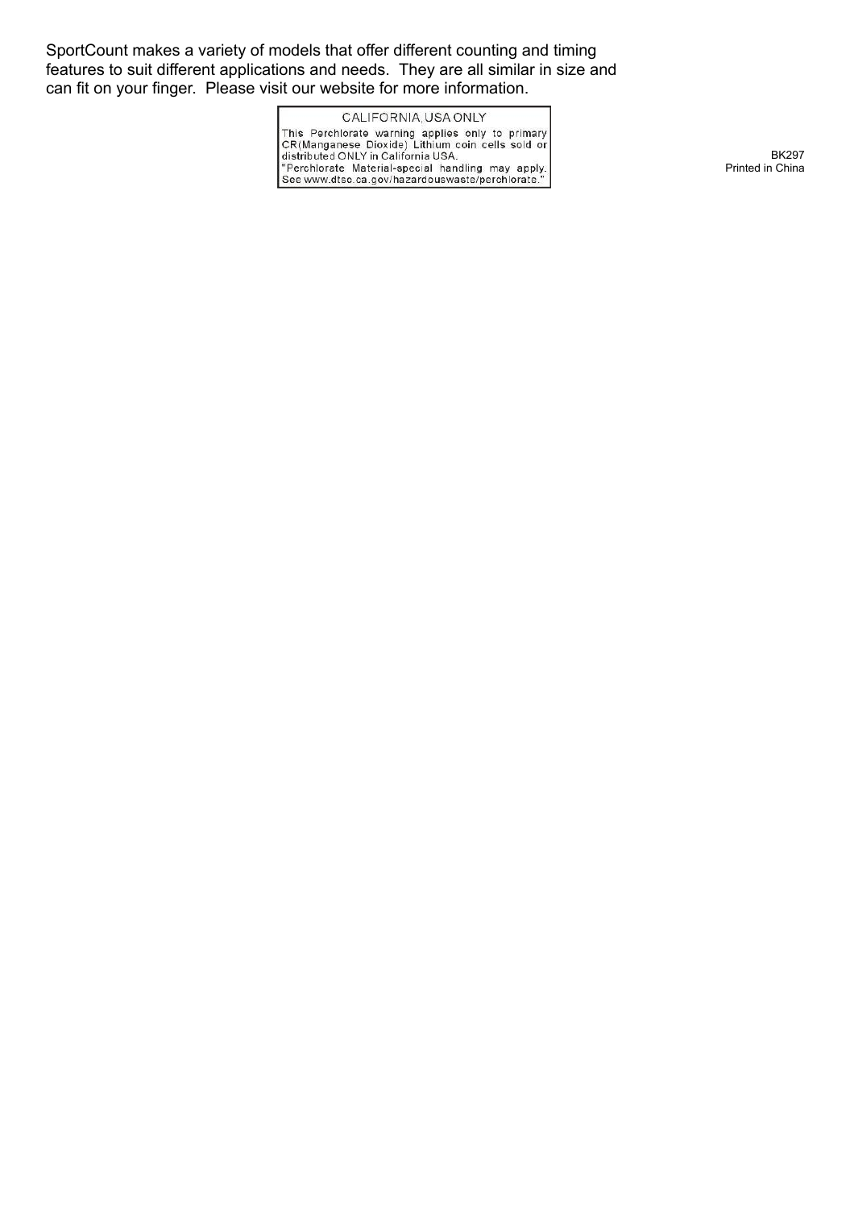SportCount makes a variety of models that offer different counting and timing features to suit different applications and needs. They are all similar in size and can fit on your finger. Please visit our website for more information.

CALIFORNIA,USA ONLY

This Perchlorate warning applies only to primary CR(Manganese Dioxide) Lithium coin cells sold or distributed ONLY in California USA.
"Perchlorate Material-special handling may apply. See www.dtsc.ca.gov/hazardouswaste/perchlorate."

BK297
Printed in China